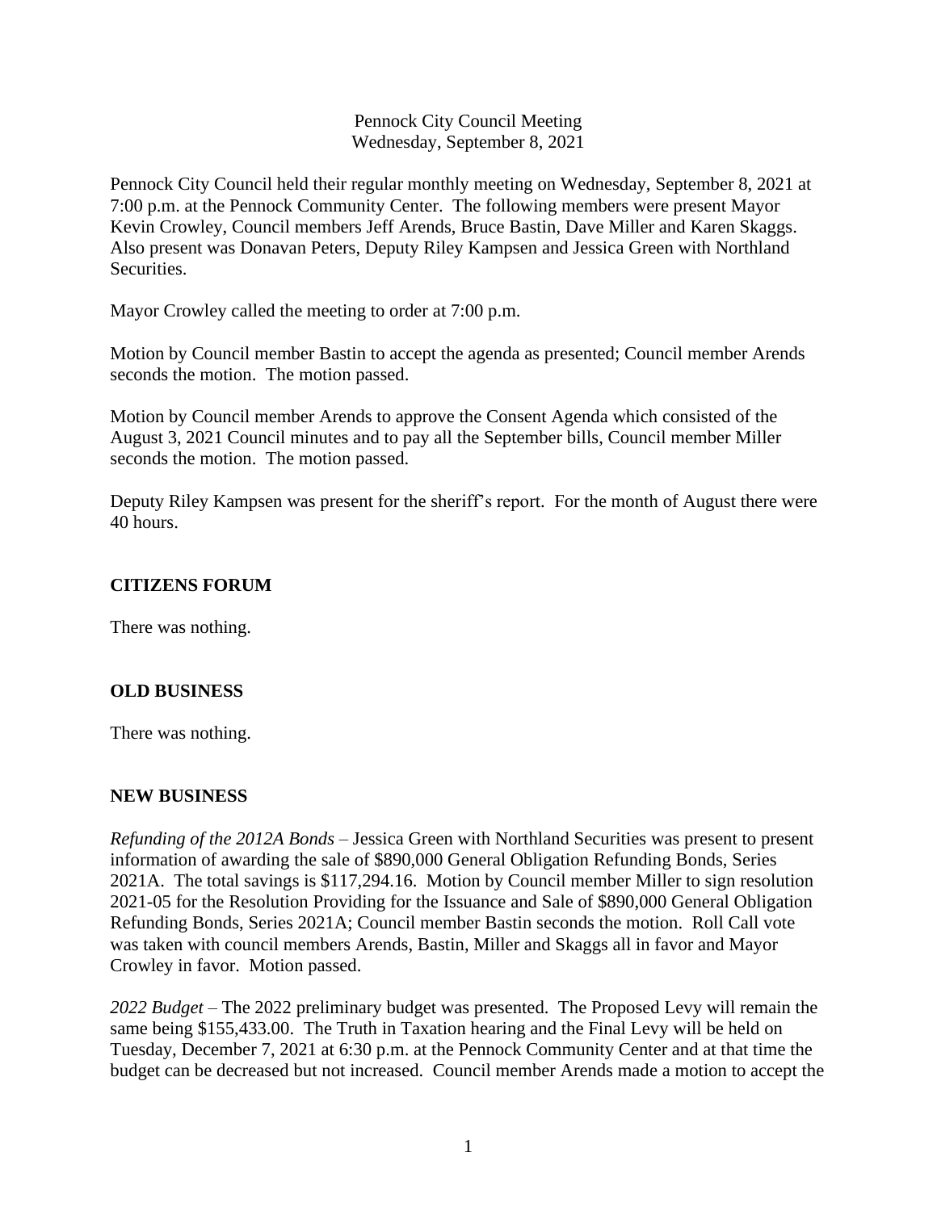Pennock City Council Meeting
Wednesday, September 8, 2021

Pennock City Council held their regular monthly meeting on Wednesday, September 8, 2021 at 7:00 p.m. at the Pennock Community Center. The following members were present Mayor Kevin Crowley, Council members Jeff Arends, Bruce Bastin, Dave Miller and Karen Skaggs. Also present was Donavan Peters, Deputy Riley Kampsen and Jessica Green with Northland Securities.

Mayor Crowley called the meeting to order at 7:00 p.m.

Motion by Council member Bastin to accept the agenda as presented; Council member Arends seconds the motion. The motion passed.

Motion by Council member Arends to approve the Consent Agenda which consisted of the August 3, 2021 Council minutes and to pay all the September bills, Council member Miller seconds the motion. The motion passed.

Deputy Riley Kampsen was present for the sheriff's report. For the month of August there were 40 hours.

**CITIZENS FORUM**

There was nothing.

**OLD BUSINESS**

There was nothing.

**NEW BUSINESS**

*Refunding of the 2012A Bonds* – Jessica Green with Northland Securities was present to present information of awarding the sale of $890,000 General Obligation Refunding Bonds, Series 2021A. The total savings is $117,294.16. Motion by Council member Miller to sign resolution 2021-05 for the Resolution Providing for the Issuance and Sale of $890,000 General Obligation Refunding Bonds, Series 2021A; Council member Bastin seconds the motion. Roll Call vote was taken with council members Arends, Bastin, Miller and Skaggs all in favor and Mayor Crowley in favor. Motion passed.

*2022 Budget* – The 2022 preliminary budget was presented. The Proposed Levy will remain the same being $155,433.00. The Truth in Taxation hearing and the Final Levy will be held on Tuesday, December 7, 2021 at 6:30 p.m. at the Pennock Community Center and at that time the budget can be decreased but not increased. Council member Arends made a motion to accept the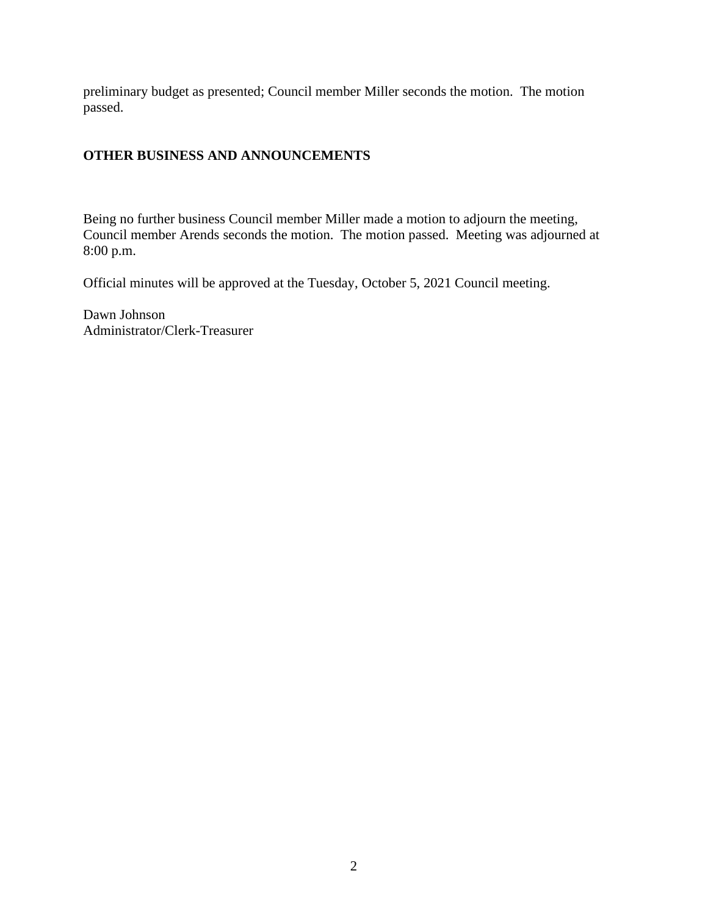preliminary budget as presented; Council member Miller seconds the motion. The motion passed.

**OTHER BUSINESS AND ANNOUNCEMENTS**

Being no further business Council member Miller made a motion to adjourn the meeting, Council member Arends seconds the motion. The motion passed. Meeting was adjourned at 8:00 p.m.

Official minutes will be approved at the Tuesday, October 5, 2021 Council meeting.

Dawn Johnson
Administrator/Clerk-Treasurer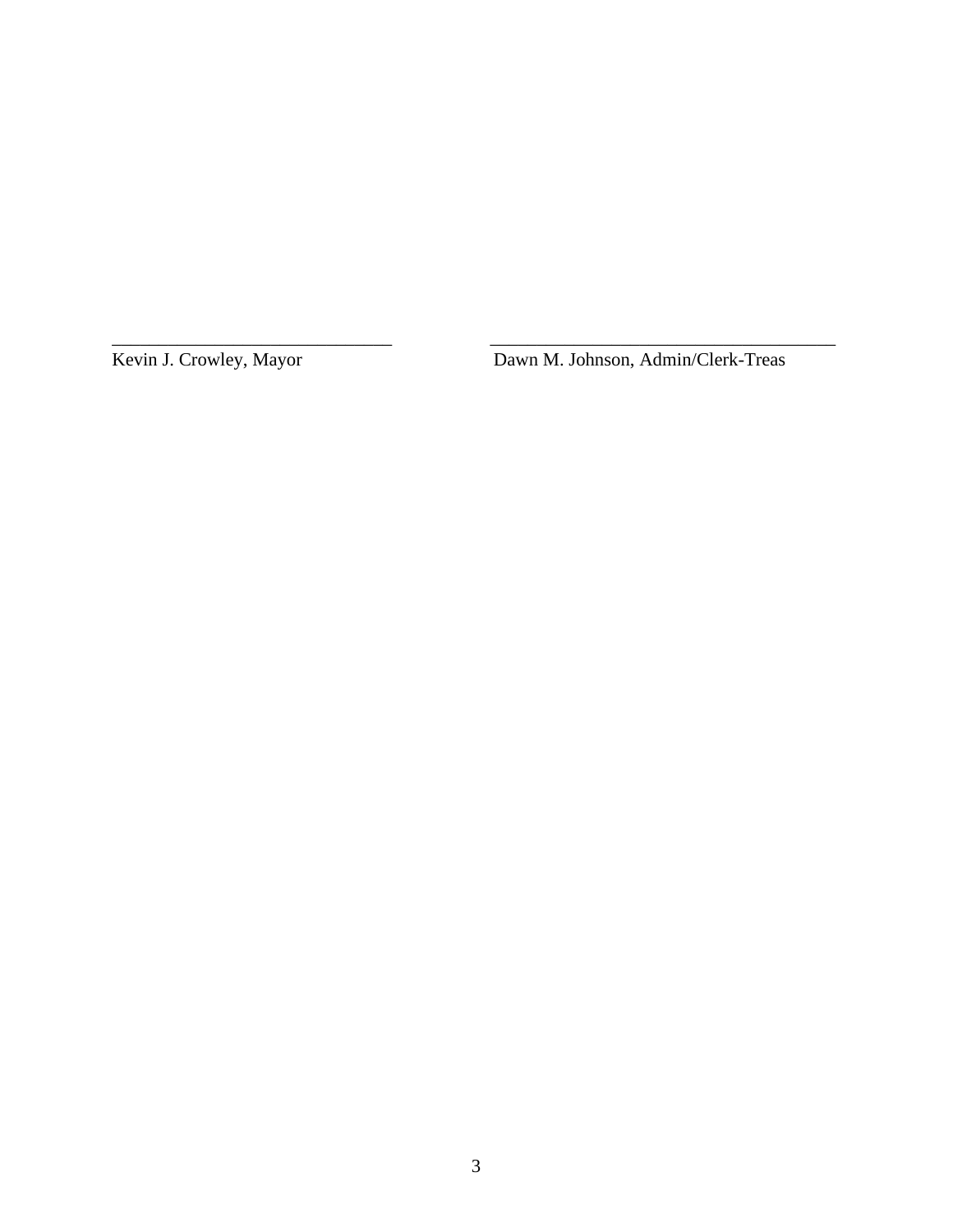_______________________________ _____________________________________

Kevin J. Crowley, Mayor Dawn M. Johnson, Admin/Clerk-Treas